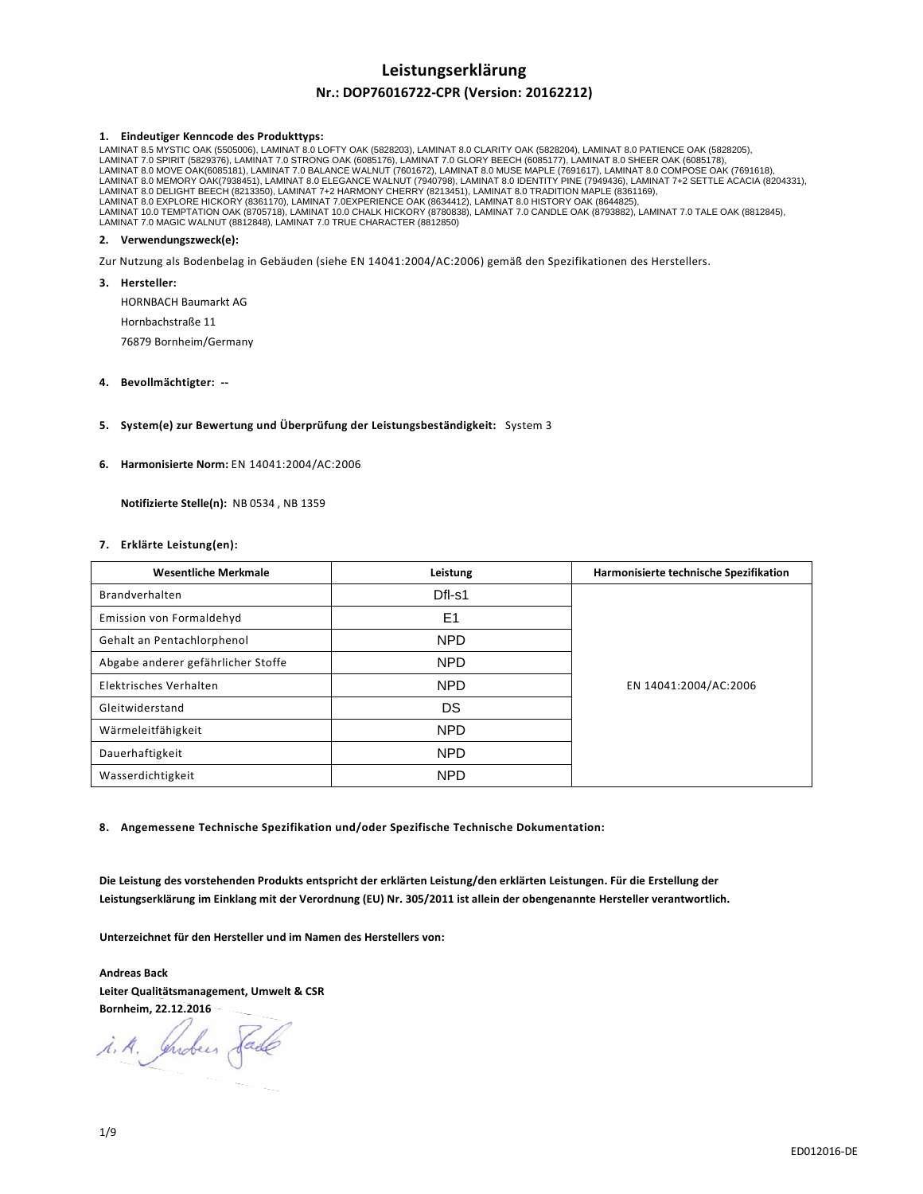# Leistungserklärung

## Nr.: DOP76016722-CPR (Version: 20162212)

**1. Eindeutiger Kenncode des Produkttyps:**

LAMINAT 8.5 MYSTIC OAK (5505006), LAMINAT 8.0 LOFTY OAK (5828203), LAMINAT 8.0 CLARITY OAK (5828204), LAMINAT 8.0 PATIENCE OAK (5828205), LAMINAT 7.0 SPIRIT (5829376), LAMINAT 7.0 STRONG OAK (6085176), LAMINAT 7.0 GLORY BEECH (6085177), LAMINAT 8.0 SHEER OAK (6085178), LAMINAT 8.0 MOVE OAK(6085181), LAMINAT 7.0 BALANCE WALNUT (7601672), LAMINAT 8.0 MUSE MAPLE (7691617), LAMINAT 8.0 COMPOSE OAK (7691618), LAMINAT 8.0 MEMORY OAK(7938451), LAMINAT 8.0 ELEGANCE WALNUT (7940798), LAMINAT 8.0 IDENTITY PINE (7949436), LAMINAT 7+2 SETTLE ACACIA (8204331), LAMINAT 8.0 DELIGHT BEECH (8213350), LAMINAT 7+2 HARMONY CHERRY (8213451), LAMINAT 8.0 TRADITION MAPLE (8361169), LAMINAT 8.0 EXPLORE HICKORY (8361170), LAMINAT 7.0EXPERIENCE OAK (8634412), LAMINAT 8.0 HISTORY OAK (8644825), LAMINAT 10.0 TEMPTATION OAK (8705718), LAMINAT 10.0 CHALK HICKORY (8780838), LAMINAT 7.0 CANDLE OAK (8793882), LAMINAT 7.0 TALE OAK (8812845), LAMINAT 7.0 MAGIC WALNUT (8812848), LAMINAT 7.0 TRUE CHARACTER (8812850)

**2. Verwendungszweck(e):**

Zur Nutzung als Bodenbelag in Gebäuden (siehe EN 14041:2004/AC:2006) gemäß den Spezifikationen des Herstellers.

**3. Hersteller:**

HORNBACH Baumarkt AG
Hornbachstraße 11
76879 Bornheim/Germany

**4. Bevollmächtigter:** --

**5. System(e) zur Bewertung und Überprüfung der Leistungsbeständigkeit:** System 3

**6. Harmonisierte Norm:** EN 14041:2004/AC:2006

**Notifizierte Stelle(n):** NB 0534 , NB 1359

**7. Erklärte Leistung(en):**

| Wesentliche Merkmale | Leistung | Harmonisierte technische Spezifikation |
|---|---|---|
| Brandverhalten | Dfl-s1 | EN 14041:2004/AC:2006 |
| Emission von Formaldehyd | E1 | |
| Gehalt an Pentachlorphenol | NPD | |
| Abgabe anderer gefährlicher Stoffe | NPD | |
| Elektrisches Verhalten | NPD | |
| Gleitwiderstand | DS | |
| Wärmeleitfähigkeit | NPD | |
| Dauerhaftigkeit | NPD | |
| Wasserdichtigkeit | NPD | |

**8. Angemessene Technische Spezifikation und/oder Spezifische Technische Dokumentation:**

**Die Leistung des vorstehenden Produkts entspricht der erklärten Leistung/den erklärten Leistungen. Für die Erstellung der Leistungserklärung im Einklang mit der Verordnung (EU) Nr. 305/2011 ist allein der obengenannte Hersteller verantwortlich.**

**Unterzeichnet für den Hersteller und im Namen des Herstellers von:**

**Andreas Back**
**Leiter Qualitätsmanagement, Umwelt & CSR**
**Bornheim, 22.12.2016**

i. A. Andreas Back

ED012016-DE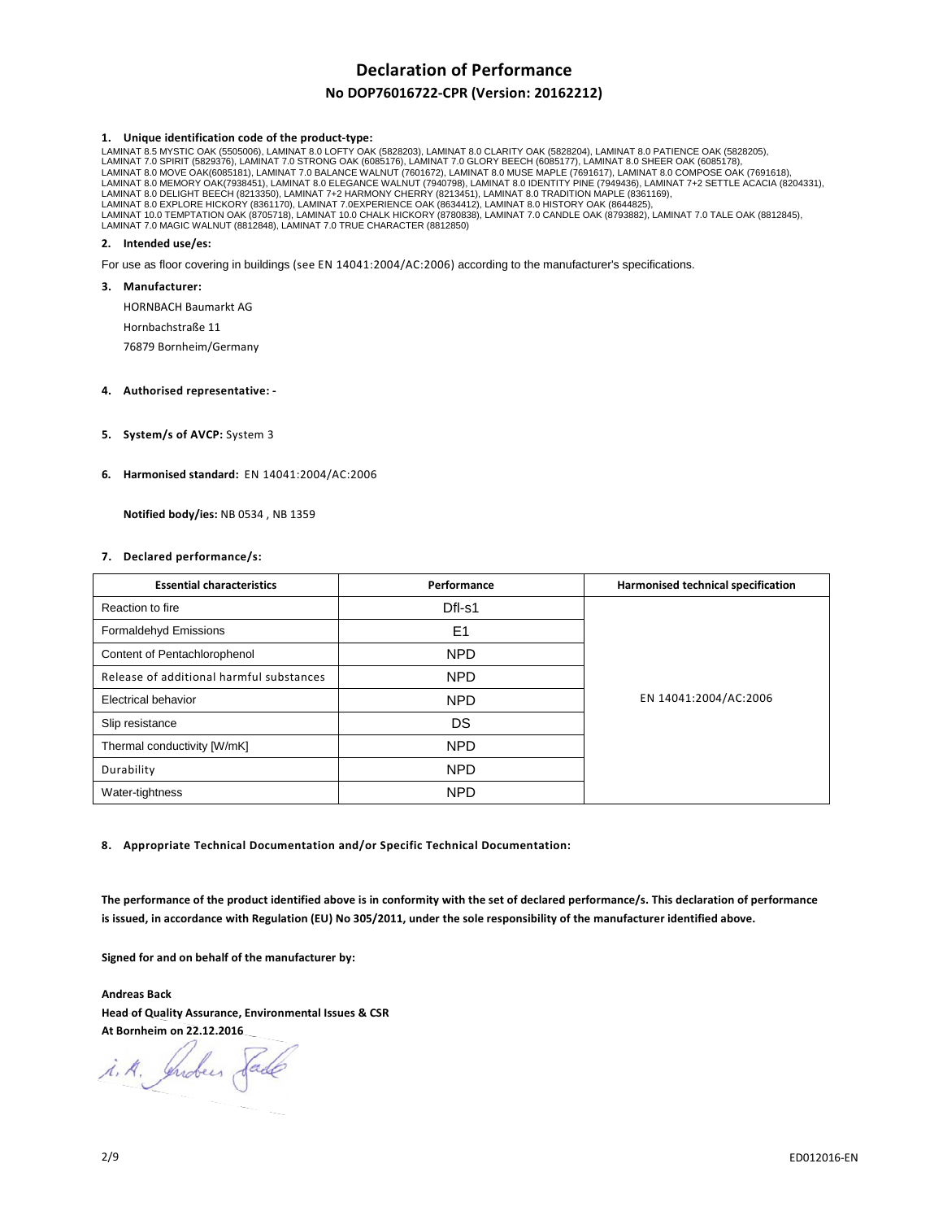# Declaration of Performance

## No DOP76016722-CPR (Version: 20162212)

**1. Unique identification code of the product-type:**

LAMINAT 8.5 MYSTIC OAK (5505006), LAMINAT 8.0 LOFTY OAK (5828203), LAMINAT 8.0 CLARITY OAK (5828204), LAMINAT 8.0 PATIENCE OAK (5828205), LAMINAT 7.0 SPIRIT (5829376), LAMINAT 7.0 STRONG OAK (6085176), LAMINAT 7.0 GLORY BEECH (6085177), LAMINAT 8.0 SHEER OAK (6085178), LAMINAT 8.0 MOVE OAK(6085181), LAMINAT 7.0 BALANCE WALNUT (7601672), LAMINAT 8.0 MUSE MAPLE (7691617), LAMINAT 8.0 COMPOSE OAK (7691618), LAMINAT 8.0 MEMORY OAK(7938451), LAMINAT 8.0 ELEGANCE WALNUT (7940798), LAMINAT 8.0 IDENTITY PINE (7949436), LAMINAT 7+2 SETTLE ACACIA (8204331), LAMINAT 8.0 DELIGHT BEECH (8213350), LAMINAT 7+2 HARMONY CHERRY (8213451), LAMINAT 8.0 TRADITION MAPLE (8361169), LAMINAT 8.0 EXPLORE HICKORY (8361170), LAMINAT 7.0EXPERIENCE OAK (8634412), LAMINAT 8.0 HISTORY OAK (8644825), LAMINAT 10.0 TEMPTATION OAK (8705718), LAMINAT 10.0 CHALK HICKORY (8780838), LAMINAT 7.0 CANDLE OAK (8793882), LAMINAT 7.0 TALE OAK (8812845), LAMINAT 7.0 MAGIC WALNUT (8812848), LAMINAT 7.0 TRUE CHARACTER (8812850)

**2. Intended use/es:**

For use as floor covering in buildings (see EN 14041:2004/AC:2006) according to the manufacturer's specifications.

**3. Manufacturer:**

HORNBACH Baumarkt AG

Hornbachstraße 11

76879 Bornheim/Germany

**4. Authorised representative: -**

**5. System/s of AVCP:** System 3

**6. Harmonised standard:** EN 14041:2004/AC:2006

**Notified body/ies:** NB 0534 , NB 1359

**7. Declared performance/s:**

| Essential characteristics | Performance | Harmonised technical specification |
|---|---|---|
| Reaction to fire | Dfl-s1 | EN 14041:2004/AC:2006 |
| Formaldehyd Emissions | E1 | |
| Content of Pentachlorophenol | NPD | |
| Release of additional harmful substances | NPD | |
| Electrical behavior | NPD | |
| Slip resistance | DS | |
| Thermal conductivity [W/mK] | NPD | |
| Durability | NPD | |
| Water-tightness | NPD | |

**8. Appropriate Technical Documentation and/or Specific Technical Documentation:**

**The performance of the product identified above is in conformity with the set of declared performance/s. This declaration of performance is issued, in accordance with Regulation (EU) No 305/2011, under the sole responsibility of the manufacturer identified above.**

**Signed for and on behalf of the manufacturer by:**

**Andreas Back**

**Head of Quality Assurance, Environmental Issues & CSR**

**At Bornheim on 22.12.2016**

i. A. Andreas Back

ED012016-EN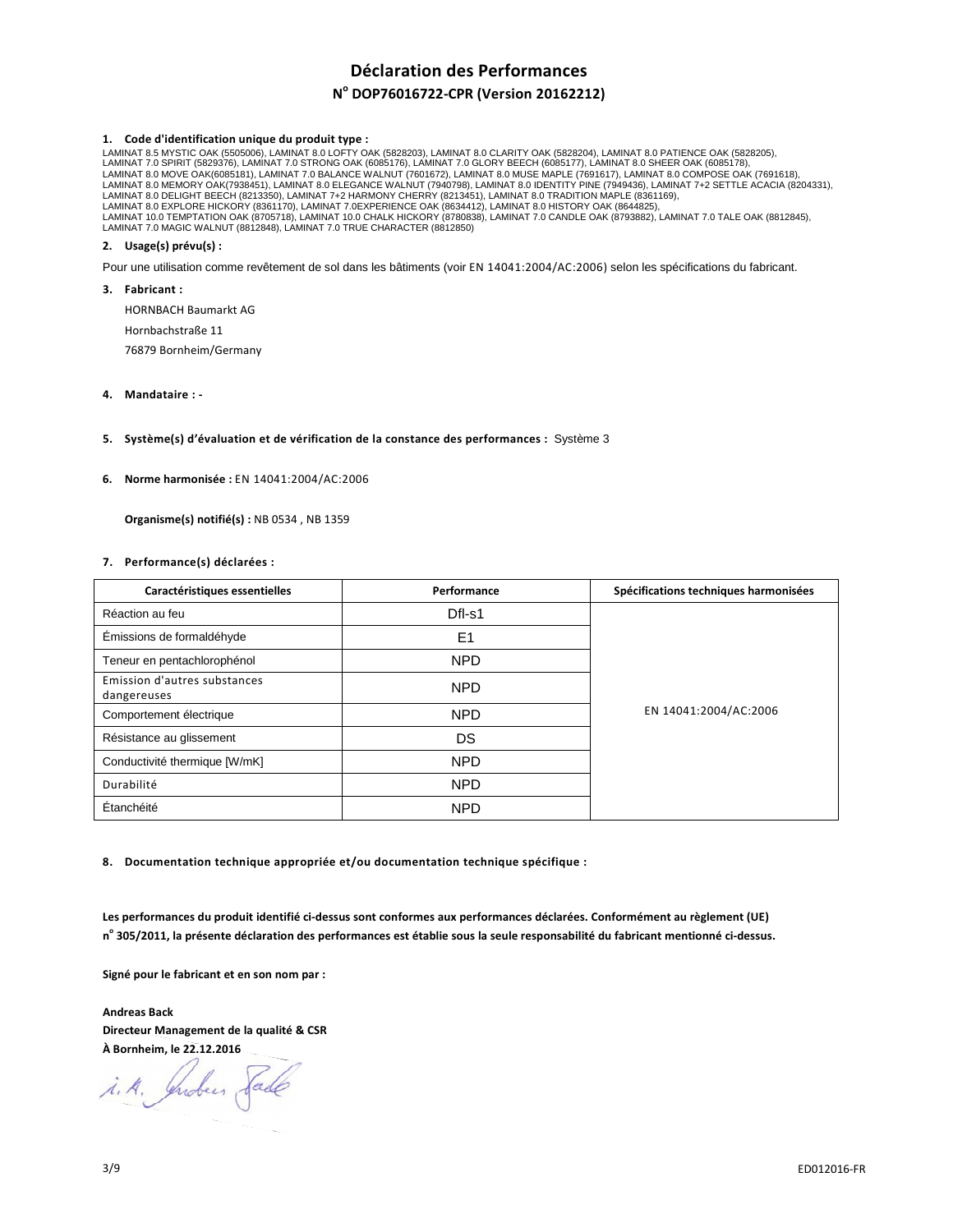# Déclaration des Performances

## N° DOP76016722-CPR (Version 20162212)

**1. Code d'identification unique du produit type :**

LAMINAT 8.5 MYSTIC OAK (5505006), LAMINAT 8.0 LOFTY OAK (5828203), LAMINAT 8.0 CLARITY OAK (5828204), LAMINAT 8.0 PATIENCE OAK (5828205), LAMINAT 7.0 SPIRIT (5829376), LAMINAT 7.0 STRONG OAK (6085176), LAMINAT 7.0 GLORY BEECH (6085177), LAMINAT 8.0 SHEER OAK (6085178), LAMINAT 8.0 MOVE OAK(6085181), LAMINAT 7.0 BALANCE WALNUT (7601672), LAMINAT 8.0 MUSE MAPLE (7691617), LAMINAT 8.0 COMPOSE OAK (7691618), LAMINAT 8.0 MEMORY OAK(7938451), LAMINAT 8.0 ELEGANCE WALNUT (7940798), LAMINAT 8.0 IDENTITY PINE (7949436), LAMINAT 7+2 SETTLE ACACIA (8204331), LAMINAT 8.0 DELIGHT BEECH (8213350), LAMINAT 7+2 HARMONY CHERRY (8213451), LAMINAT 8.0 TRADITION MAPLE (8361169), LAMINAT 8.0 EXPLORE HICKORY (8361170), LAMINAT 7.0EXPERIENCE OAK (8634412), LAMINAT 8.0 HISTORY OAK (8644825), LAMINAT 10.0 TEMPTATION OAK (8705718), LAMINAT 10.0 CHALK HICKORY (8780838), LAMINAT 7.0 CANDLE OAK (8793882), LAMINAT 7.0 TALE OAK (8812845), LAMINAT 7.0 MAGIC WALNUT (8812848), LAMINAT 7.0 TRUE CHARACTER (8812850)

**2. Usage(s) prévu(s) :**

Pour une utilisation comme revêtement de sol dans les bâtiments (voir EN 14041:2004/AC:2006) selon les spécifications du fabricant.

**3. Fabricant :**

HORNBACH Baumarkt AG
Hornbachstraße 11
76879 Bornheim/Germany

**4. Mandataire : -**

**5. Système(s) d'évaluation et de vérification de la constance des performances :** Système 3

**6. Norme harmonisée :** EN 14041:2004/AC:2006

**Organisme(s) notifié(s) :** NB 0534 , NB 1359

**7. Performance(s) déclarées :**

| Caractéristiques essentielles | Performance | Spécifications techniques harmonisées |
|---|---|---|
| Réaction au feu | Dfl-s1 | EN 14041:2004/AC:2006 |
| Émissions de formaldéhyde | E1 | |
| Teneur en pentachlorophénol | NPD | |
| Emission d'autres substances dangereuses | NPD | |
| Comportement électrique | NPD | |
| Résistance au glissement | DS | |
| Conductivité thermique [W/mK] | NPD | |
| Durabilité | NPD | |
| Étanchéité | NPD | |

**8. Documentation technique appropriée et/ou documentation technique spécifique :**

**Les performances du produit identifié ci-dessus sont conformes aux performances déclarées. Conformément au règlement (UE) n° 305/2011, la présente déclaration des performances est établie sous la seule responsabilité du fabricant mentionné ci-dessus.**

**Signé pour le fabricant et en son nom par :**

**Andreas Back**
**Directeur Management de la qualité & CSR**
**À Bornheim, le 22.12.2016**

i. A. Andreas Back

ED012016-FR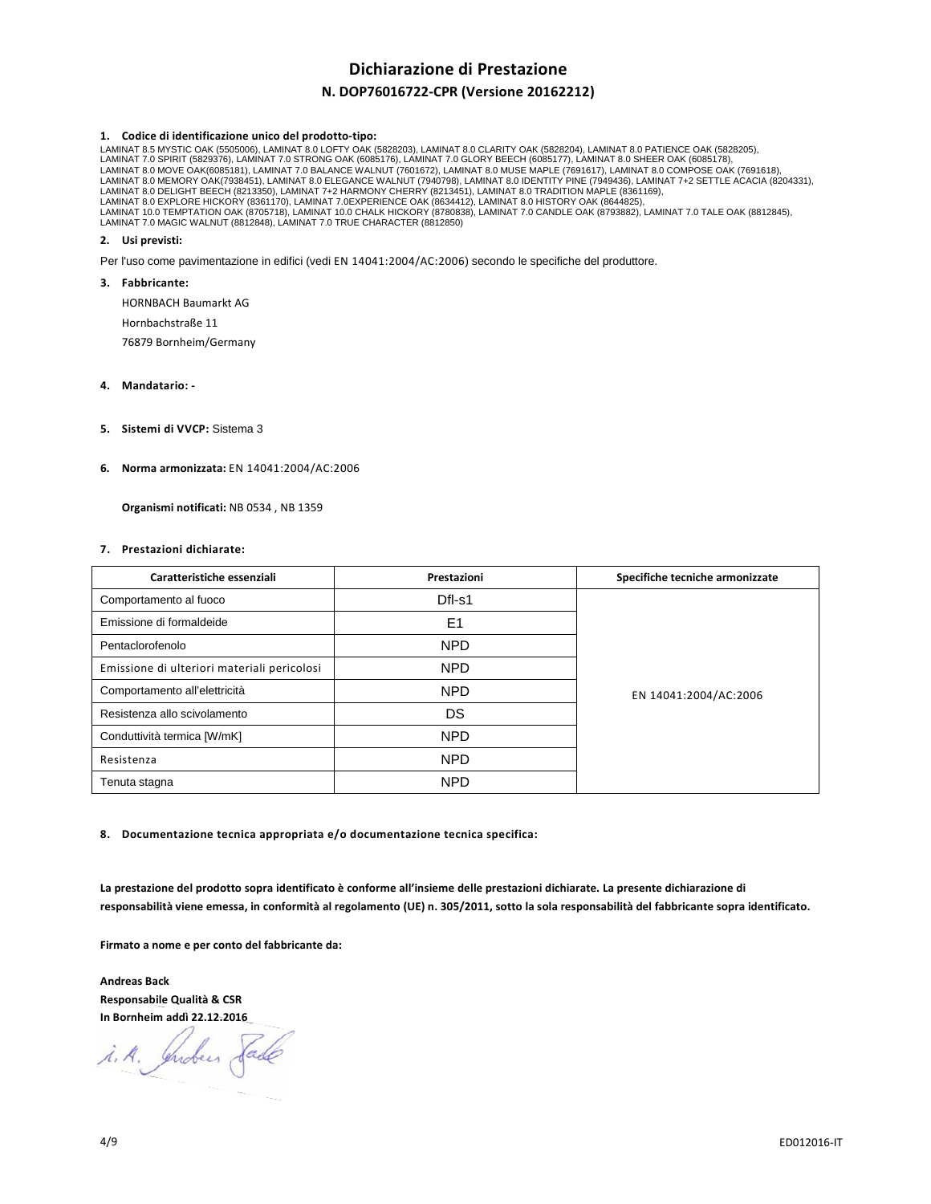# Dichiarazione di Prestazione

## N. DOP76016722-CPR (Versione 20162212)

**1. Codice di identificazione unico del prodotto-tipo:**

LAMINAT 8.5 MYSTIC OAK (5505006), LAMINAT 8.0 LOFTY OAK (5828203), LAMINAT 8.0 CLARITY OAK (5828204), LAMINAT 8.0 PATIENCE OAK (5828205), LAMINAT 7.0 SPIRIT (5829376), LAMINAT 7.0 STRONG OAK (6085176), LAMINAT 7.0 GLORY BEECH (6085177), LAMINAT 8.0 SHEER OAK (6085178), LAMINAT 8.0 MOVE OAK(6085181), LAMINAT 7.0 BALANCE WALNUT (7601672), LAMINAT 8.0 MUSE MAPLE (7691617), LAMINAT 8.0 COMPOSE OAK (7691618), LAMINAT 8.0 MEMORY OAK(7938451), LAMINAT 8.0 ELEGANCE WALNUT (7940798), LAMINAT 8.0 IDENTITY PINE (7949436), LAMINAT 7+2 SETTLE ACACIA (8204331), LAMINAT 8.0 DELIGHT BEECH (8213350), LAMINAT 7+2 HARMONY CHERRY (8213451), LAMINAT 8.0 TRADITION MAPLE (8361169), LAMINAT 8.0 EXPLORE HICKORY (8361170), LAMINAT 7.0EXPERIENCE OAK (8634412), LAMINAT 8.0 HISTORY OAK (8644825), LAMINAT 10.0 TEMPTATION OAK (8705718), LAMINAT 10.0 CHALK HICKORY (8780838), LAMINAT 7.0 CANDLE OAK (8793882), LAMINAT 7.0 TALE OAK (8812845), LAMINAT 7.0 MAGIC WALNUT (8812848), LAMINAT 7.0 TRUE CHARACTER (8812850)

**2. Usi previsti:**

Per l'uso come pavimentazione in edifici (vedi EN 14041:2004/AC:2006) secondo le specifiche del produttore.

**3. Fabbricante:**

HORNBACH Baumarkt AG
Hornbachstraße 11
76879 Bornheim/Germany

**4. Mandatario: -**

**5. Sistemi di VVCP:** Sistema 3

**6. Norma armonizzata:** EN 14041:2004/AC:2006

**Organismi notificati:** NB 0534 , NB 1359

**7. Prestazioni dichiarate:**

| Caratteristiche essenziali | Prestazioni | Specifiche tecniche armonizzate |
|---|---|---|
| Comportamento al fuoco | Dfl-s1 | EN 14041:2004/AC:2006 |
| Emissione di formaldeide | E1 | |
| Pentaclorofenolo | NPD | |
| Emissione di ulteriori materiali pericolosi | NPD | |
| Comportamento all'elettricità | NPD | |
| Resistenza allo scivolamento | DS | |
| Conduttività termica [W/mK] | NPD | |
| Resistenza | NPD | |
| Tenuta stagna | NPD | |

**8. Documentazione tecnica appropriata e/o documentazione tecnica specifica:**

**La prestazione del prodotto sopra identificato è conforme all'insieme delle prestazioni dichiarate. La presente dichiarazione di responsabilità viene emessa, in conformità al regolamento (UE) n. 305/2011, sotto la sola responsabilità del fabbricante sopra identificato.**

**Firmato a nome e per conto del fabbricante da:**

**Andreas Back**
**Responsabile Qualità & CSR**
**In Bornheim addì 22.12.2016**

i. A. Andreas Back

ED012016-IT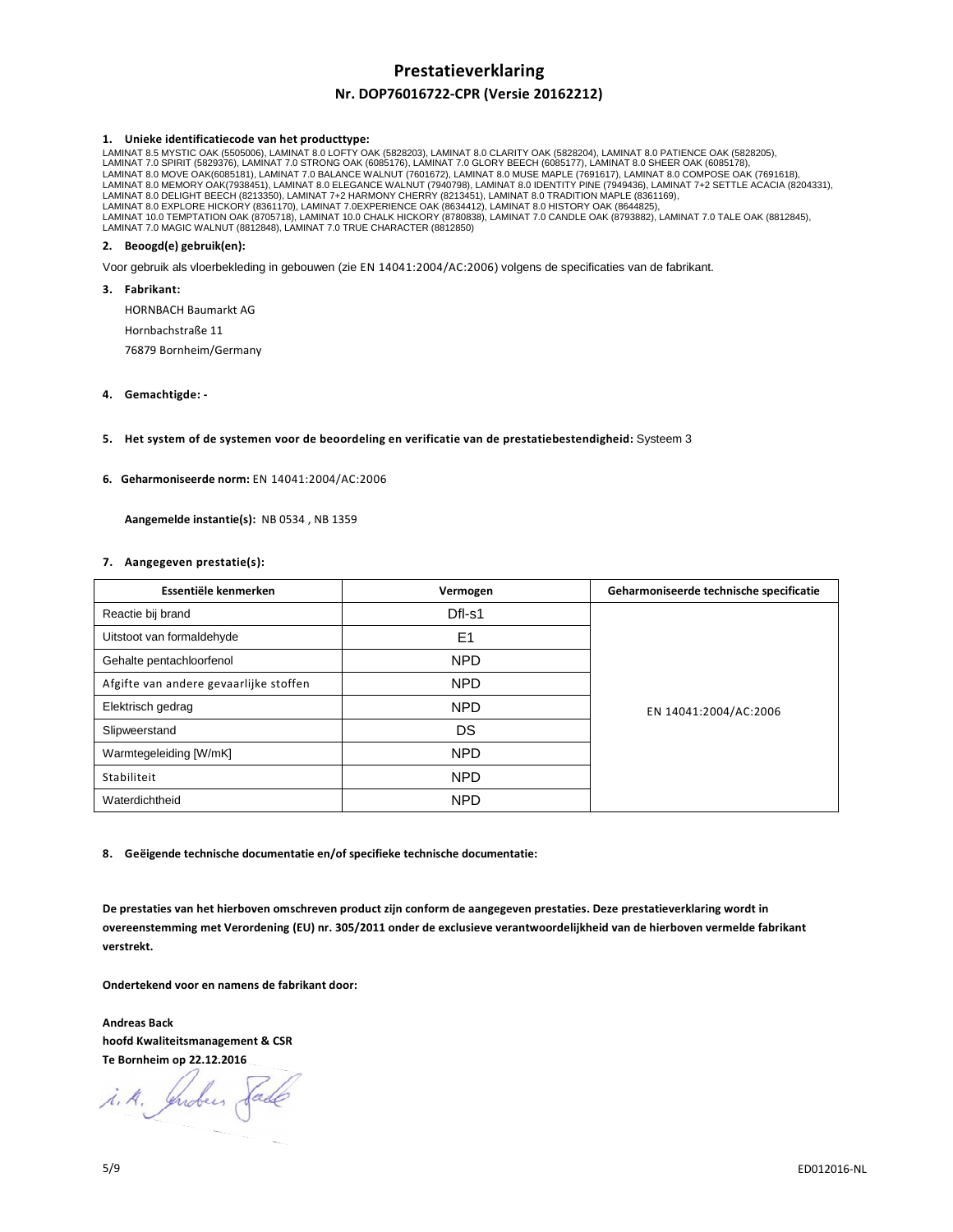# Prestatieverklaring

## Nr. DOP76016722-CPR (Versie 20162212)

**1. Unieke identificatiecode van het producttype:**

LAMINAT 8.5 MYSTIC OAK (5505006), LAMINAT 8.0 LOFTY OAK (5828203), LAMINAT 8.0 CLARITY OAK (5828204), LAMINAT 8.0 PATIENCE OAK (5828205), LAMINAT 7.0 SPIRIT (5829376), LAMINAT 7.0 STRONG OAK (6085176), LAMINAT 7.0 GLORY BEECH (6085177), LAMINAT 8.0 SHEER OAK (6085178), LAMINAT 8.0 MOVE OAK(6085181), LAMINAT 7.0 BALANCE WALNUT (7601672), LAMINAT 8.0 MUSE MAPLE (7691617), LAMINAT 8.0 COMPOSE OAK (7691618), LAMINAT 8.0 MEMORY OAK(7938451), LAMINAT 8.0 ELEGANCE WALNUT (7940798), LAMINAT 8.0 IDENTITY PINE (7949436), LAMINAT 7+2 SETTLE ACACIA (8204331), LAMINAT 8.0 DELIGHT BEECH (8213350), LAMINAT 7+2 HARMONY CHERRY (8213451), LAMINAT 8.0 TRADITION MAPLE (8361169), LAMINAT 8.0 EXPLORE HICKORY (8361170), LAMINAT 7.0EXPERIENCE OAK (8634412), LAMINAT 8.0 HISTORY OAK (8644825), LAMINAT 10.0 TEMPTATION OAK (8705718), LAMINAT 10.0 CHALK HICKORY (8780838), LAMINAT 7.0 CANDLE OAK (8793882), LAMINAT 7.0 TALE OAK (8812845), LAMINAT 7.0 MAGIC WALNUT (8812848), LAMINAT 7.0 TRUE CHARACTER (8812850)

**2. Beoogd(e) gebruik(en):**

Voor gebruik als vloerbekleding in gebouwen (zie EN 14041:2004/AC:2006) volgens de specificaties van de fabrikant.

**3. Fabrikant:**

HORNBACH Baumarkt AG
Hornbachstraße 11
76879 Bornheim/Germany

**4. Gemachtigde: -**

**5. Het system of de systemen voor de beoordeling en verificatie van de prestatiebestendigheid:** Systeem 3

**6. Geharmoniseerde norm:** EN 14041:2004/AC:2006

**Aangemelde instantie(s):** NB 0534 , NB 1359

**7. Aangegeven prestatie(s):**

| Essentiële kenmerken | Vermogen | Geharmoniseerde technische specificatie |
|---|---|---|
| Reactie bij brand | Dfl-s1 | EN 14041:2004/AC:2006 |
| Uitstoot van formaldehyde | E1 | |
| Gehalte pentachloorfenol | NPD | |
| Afgifte van andere gevaarlijke stoffen | NPD | |
| Elektrisch gedrag | NPD | |
| Slipweerstand | DS | |
| Warmtegeleiding [W/mK] | NPD | |
| Stabiliteit | NPD | |
| Waterdichtheid | NPD | |

**8. Geëigende technische documentatie en/of specifieke technische documentatie:**

**De prestaties van het hierboven omschreven product zijn conform de aangegeven prestaties. Deze prestatieverklaring wordt in overeenstemming met Verordening (EU) nr. 305/2011 onder de exclusieve verantwoordelijkheid van de hierboven vermelde fabrikant verstrekt.**

**Ondertekend voor en namens de fabrikant door:**

**Andreas Back**
**hoofd Kwaliteitsmanagement & CSR**
**Te Bornheim op 22.12.2016**

i. A. Andreas Back

ED012016-NL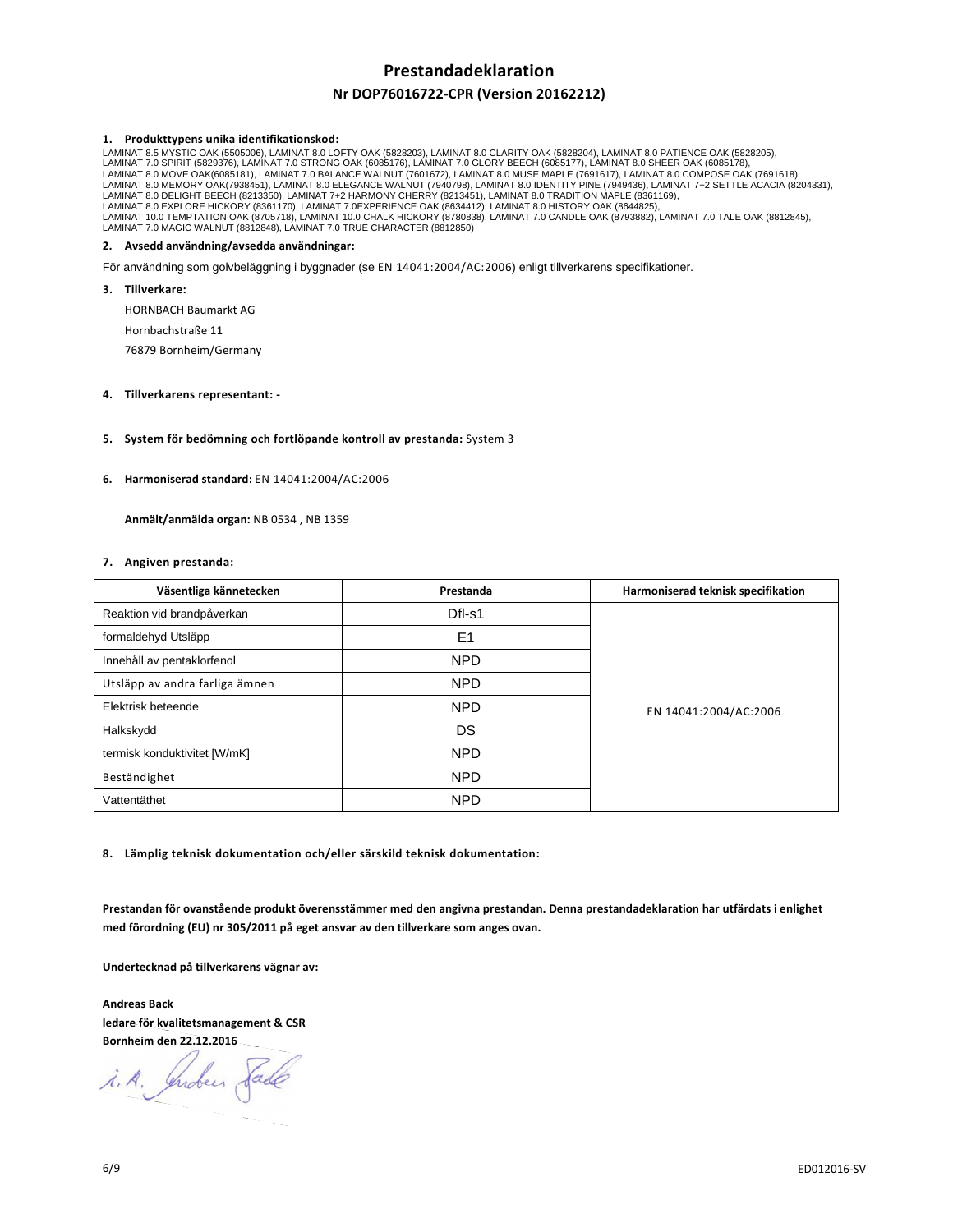# Prestandadeklaration

## Nr DOP76016722-CPR (Version 20162212)

**1. Produkttypens unika identifikationskod:**

LAMINAT 8.5 MYSTIC OAK (5505006), LAMINAT 8.0 LOFTY OAK (5828203), LAMINAT 8.0 CLARITY OAK (5828204), LAMINAT 8.0 PATIENCE OAK (5828205), LAMINAT 7.0 SPIRIT (5829376), LAMINAT 7.0 STRONG OAK (6085176), LAMINAT 7.0 GLORY BEECH (6085177), LAMINAT 8.0 SHEER OAK (6085178), LAMINAT 8.0 MOVE OAK(6085181), LAMINAT 7.0 BALANCE WALNUT (7601672), LAMINAT 8.0 MUSE MAPLE (7691617), LAMINAT 8.0 COMPOSE OAK (7691618), LAMINAT 8.0 MEMORY OAK(7938451), LAMINAT 8.0 ELEGANCE WALNUT (7940798), LAMINAT 8.0 IDENTITY PINE (7949436), LAMINAT 7+2 SETTLE ACACIA (8204331), LAMINAT 8.0 DELIGHT BEECH (8213350), LAMINAT 7+2 HARMONY CHERRY (8213451), LAMINAT 8.0 TRADITION MAPLE (8361169), LAMINAT 8.0 EXPLORE HICKORY (8361170), LAMINAT 7.0EXPERIENCE OAK (8634412), LAMINAT 8.0 HISTORY OAK (8644825), LAMINAT 10.0 TEMPTATION OAK (8705718), LAMINAT 10.0 CHALK HICKORY (8780838), LAMINAT 7.0 CANDLE OAK (8793882), LAMINAT 7.0 TALE OAK (8812845), LAMINAT 7.0 MAGIC WALNUT (8812848), LAMINAT 7.0 TRUE CHARACTER (8812850)

**2. Avsedd användning/avsedda användningar:**

För användning som golvbeläggning i byggnader (se EN 14041:2004/AC:2006) enligt tillverkarens specifikationer.

**3. Tillverkare:**

HORNBACH Baumarkt AG
Hornbachstraße 11
76879 Bornheim/Germany

**4. Tillverkarens representant:** -

**5. System för bedömning och fortlöpande kontroll av prestanda:** System 3

**6. Harmoniserad standard:** EN 14041:2004/AC:2006

**Anmält/anmälda organ:** NB 0534 , NB 1359

**7. Angiven prestanda:**

| Väsentliga kännetecken | Prestanda | Harmoniserad teknisk specifikation |
|---|---|---|
| Reaktion vid brandpåverkan | Dfl-s1 | EN 14041:2004/AC:2006 |
| formaldehyd Utsläpp | E1 | |
| Innehåll av pentaklorfenol | NPD | |
| Utsläpp av andra farliga ämnen | NPD | |
| Elektrisk beteende | NPD | |
| Halkskydd | DS | |
| termisk konduktivitet [W/mK] | NPD | |
| Beständighet | NPD | |
| Vattentäthet | NPD | |

**8. Lämplig teknisk dokumentation och/eller särskild teknisk dokumentation:**

**Prestandan för ovanstående produkt överensstämmer med den angivna prestandan. Denna prestandadeklaration har utfärdats i enlighet med förordning (EU) nr 305/2011 på eget ansvar av den tillverkare som anges ovan.**

**Undertecknad på tillverkarens vägnar av:**

**Andreas Back**
**ledare för kvalitetsmanagement & CSR**
**Bornheim den 22.12.2016**

i. A. Andreas Back

ED012016-SV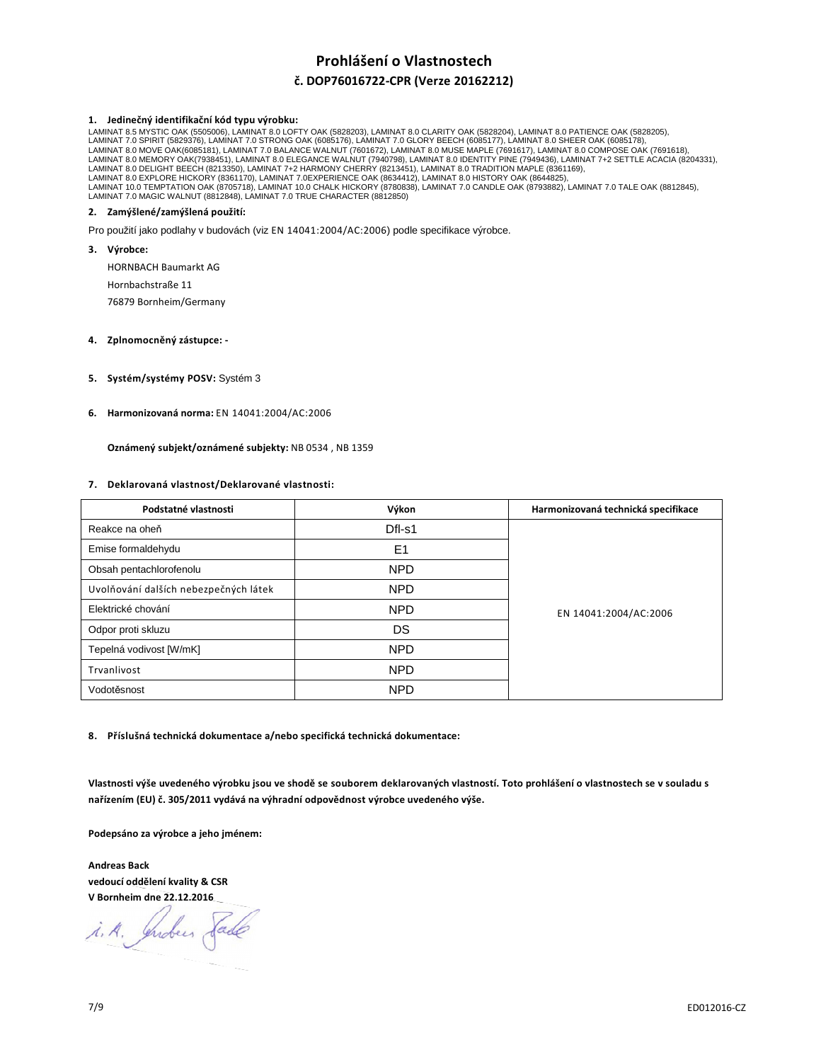# Prohlášení o Vlastnostech

## č. DOP76016722-CPR (Verze 20162212)

**1. Jedinečný identifikační kód typu výrobku:**

LAMINAT 8.5 MYSTIC OAK (5505006), LAMINAT 8.0 LOFTY OAK (5828203), LAMINAT 8.0 CLARITY OAK (5828204), LAMINAT 8.0 PATIENCE OAK (5828205), LAMINAT 7.0 SPIRIT (5829376), LAMINAT 7.0 STRONG OAK (6085176), LAMINAT 7.0 GLORY BEECH (6085177), LAMINAT 8.0 SHEER OAK (6085178), LAMINAT 8.0 MOVE OAK(6085181), LAMINAT 7.0 BALANCE WALNUT (7601672), LAMINAT 8.0 MUSE MAPLE (7691617), LAMINAT 8.0 COMPOSE OAK (7691618), LAMINAT 8.0 MEMORY OAK(7938451), LAMINAT 8.0 ELEGANCE WALNUT (7940798), LAMINAT 8.0 IDENTITY PINE (7949436), LAMINAT 7+2 SETTLE ACACIA (8204331), LAMINAT 8.0 DELIGHT BEECH (8213350), LAMINAT 7+2 HARMONY CHERRY (8213451), LAMINAT 8.0 TRADITION MAPLE (8361169), LAMINAT 8.0 EXPLORE HICKORY (8361170), LAMINAT 7.0EXPERIENCE OAK (8634412), LAMINAT 8.0 HISTORY OAK (8644825), LAMINAT 10.0 TEMPTATION OAK (8705718), LAMINAT 10.0 CHALK HICKORY (8780838), LAMINAT 7.0 CANDLE OAK (8793882), LAMINAT 7.0 TALE OAK (8812845), LAMINAT 7.0 MAGIC WALNUT (8812848), LAMINAT 7.0 TRUE CHARACTER (8812850)

**2. Zamýšlené/zamýšlená použití:**

Pro použití jako podlahy v budovách (viz EN 14041:2004/AC:2006) podle specifikace výrobce.

**3. Výrobce:**

HORNBACH Baumarkt AG
Hornbachstraße 11
76879 Bornheim/Germany

**4. Zplnomocněný zástupce:** -

**5. Systém/systémy POSV:** Systém 3

**6. Harmonizovaná norma:** EN 14041:2004/AC:2006

**Oznámený subjekt/oznámené subjekty:** NB 0534 , NB 1359

**7. Deklarovaná vlastnost/Deklarované vlastnosti:**

| Podstatné vlastnosti | Výkon | Harmonizovaná technická specifikace |
|---|---|---|
| Reakce na oheň | Dfl-s1 | EN 14041:2004/AC:2006 |
| Emise formaldehydu | E1 | |
| Obsah pentachlorofenolu | NPD | |
| Uvolňování dalších nebezpečných látek | NPD | |
| Elektrické chování | NPD | |
| Odpor proti skluzu | DS | |
| Tepelná vodivost [W/mK] | NPD | |
| Trvanlivost | NPD | |
| Vodotěsnost | NPD | |

**8. Příslušná technická dokumentace a/nebo specifická technická dokumentace:**

**Vlastnosti výše uvedeného výrobku jsou ve shodě se souborem deklarovaných vlastností. Toto prohlášení o vlastnostech se v souladu s nařízením (EU) č. 305/2011 vydává na výhradní odpovědnost výrobce uvedeného výše.**

**Podepsáno za výrobce a jeho jménem:**

**Andreas Back**
**vedoucí oddělení kvality & CSR**
**V Bornheim dne 22.12.2016**

i. A. Andreas Back

ED012016-CZ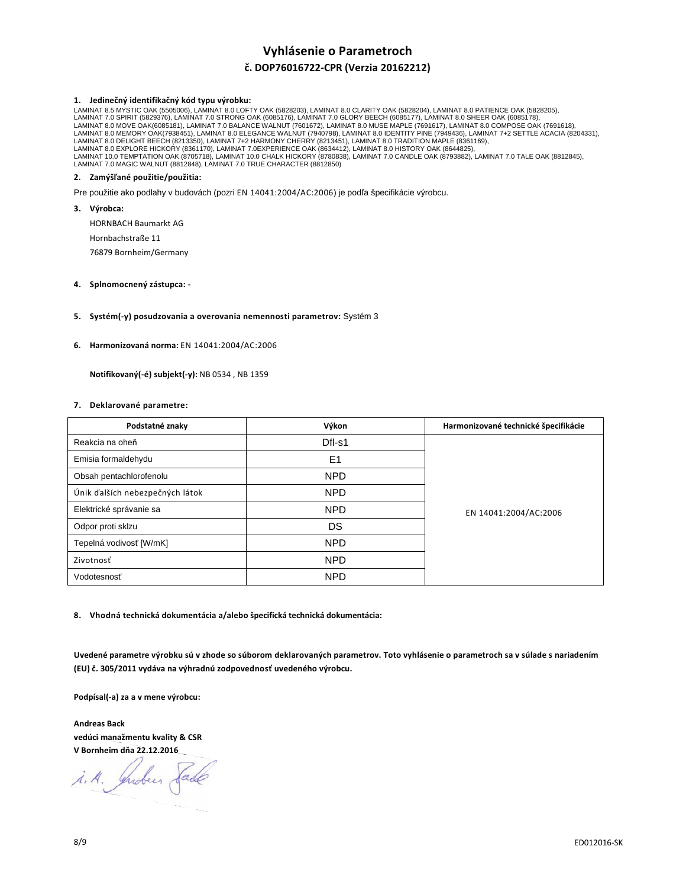# Vyhlásenie o Parametroch

## č. DOP76016722-CPR (Verzia 20162212)

**1. Jedinečný identifikačný kód typu výrobku:**

LAMINAT 8.5 MYSTIC OAK (5505006), LAMINAT 8.0 LOFTY OAK (5828203), LAMINAT 8.0 CLARITY OAK (5828204), LAMINAT 8.0 PATIENCE OAK (5828205), LAMINAT 7.0 SPIRIT (5829376), LAMINAT 7.0 STRONG OAK (6085176), LAMINAT 7.0 GLORY BEECH (6085177), LAMINAT 8.0 SHEER OAK (6085178), LAMINAT 8.0 MOVE OAK(6085181), LAMINAT 7.0 BALANCE WALNUT (7601672), LAMINAT 8.0 MUSE MAPLE (7691617), LAMINAT 8.0 COMPOSE OAK (7691618), LAMINAT 8.0 MEMORY OAK(7938451), LAMINAT 8.0 ELEGANCE WALNUT (7940798), LAMINAT 8.0 IDENTITY PINE (7949436), LAMINAT 7+2 SETTLE ACACIA (8204331), LAMINAT 8.0 DELIGHT BEECH (8213350), LAMINAT 7+2 HARMONY CHERRY (8213451), LAMINAT 8.0 TRADITION MAPLE (8361169), LAMINAT 8.0 EXPLORE HICKORY (8361170), LAMINAT 7.0EXPERIENCE OAK (8634412), LAMINAT 8.0 HISTORY OAK (8644825), LAMINAT 10.0 TEMPTATION OAK (8705718), LAMINAT 10.0 CHALK HICKORY (8780838), LAMINAT 7.0 CANDLE OAK (8793882), LAMINAT 7.0 TALE OAK (8812845), LAMINAT 7.0 MAGIC WALNUT (8812848), LAMINAT 7.0 TRUE CHARACTER (8812850)

**2. Zamýšľané použitie/použitia:**

Pre použitie ako podlahy v budovách (pozri EN 14041:2004/AC:2006) je podľa špecifikácie výrobcu.

**3. Výrobca:**

HORNBACH Baumarkt AG
Hornbachstraße 11
76879 Bornheim/Germany

**4. Splnomocnený zástupca: -**

**5. Systém(-y) posudzovania a overovania nemennosti parametrov:** Systém 3

**6. Harmonizovaná norma:** EN 14041:2004/AC:2006

**Notifikovaný(-é) subjekt(-y):** NB 0534 , NB 1359

**7. Deklarované parametre:**

| Podstatné znaky | Výkon | Harmonizované technické špecifikácie |
|---|---|---|
| Reakcia na oheň | Dfl-s1 | EN 14041:2004/AC:2006 |
| Emisia formaldehydu | E1 | |
| Obsah pentachlorofenolu | NPD | |
| Únik ďalších nebezpečných látok | NPD | |
| Elektrické správanie sa | NPD | |
| Odpor proti sklzu | DS | |
| Tepelná vodivosť [W/mK] | NPD | |
| Zivotnosť | NPD | |
| Vodotesnosť | NPD | |

**8. Vhodná technická dokumentácia a/alebo špecifická technická dokumentácia:**

**Uvedené parametre výrobku sú v zhode so súborom deklarovaných parametrov. Toto vyhlásenie o parametroch sa v súlade s nariadením (EU) č. 305/2011 vydáva na výhradnú zodpovednosť uvedeného výrobcu.**

**Podpísal(-a) za a v mene výrobcu:**

**Andreas Back**
**vedúci manažmentu kvality & CSR**
**V Bornheim dňa 22.12.2016**

i. A. Andreas Back

ED012016-SK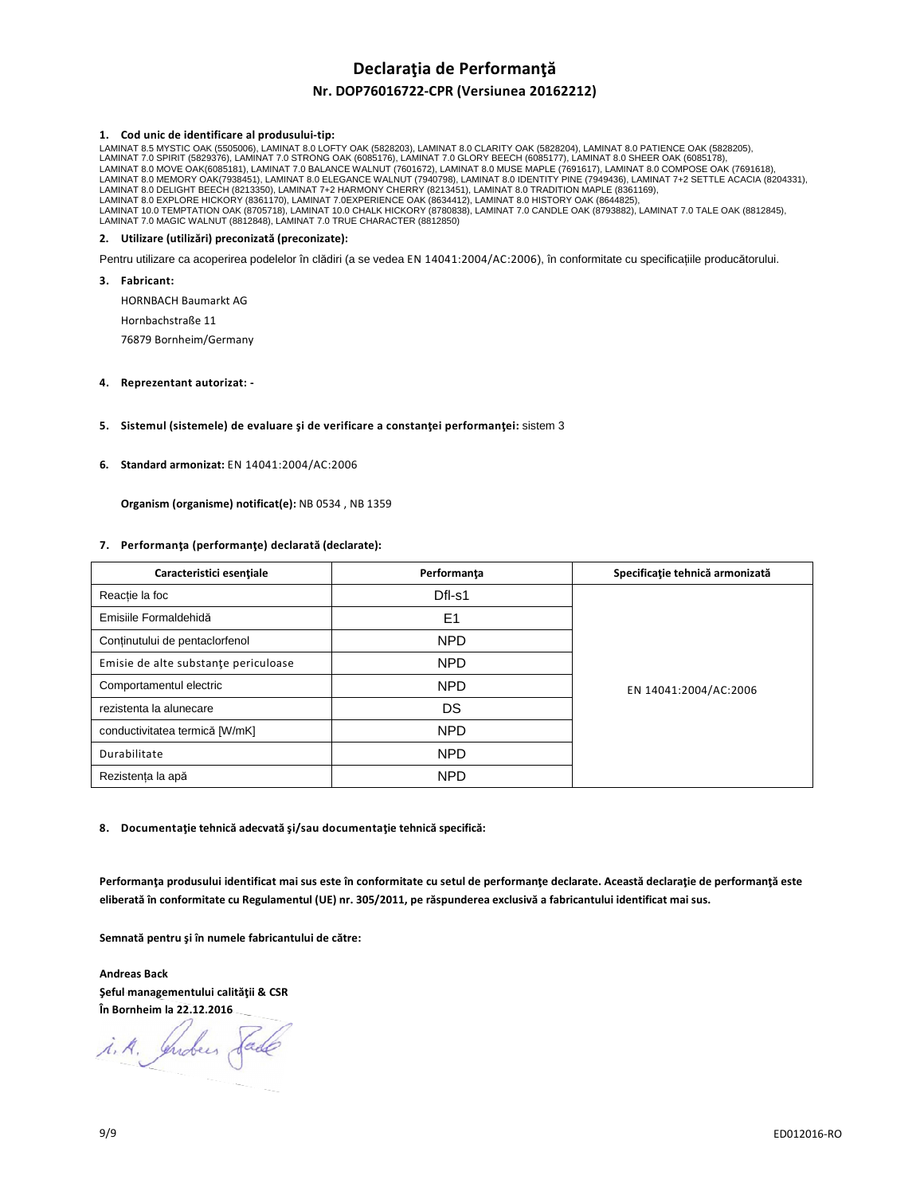# Declaraţia de Performanţă

## Nr. DOP76016722-CPR (Versiunea 20162212)

**1. Cod unic de identificare al produsului-tip:**

LAMINAT 8.5 MYSTIC OAK (5505006), LAMINAT 8.0 LOFTY OAK (5828203), LAMINAT 8.0 CLARITY OAK (5828204), LAMINAT 8.0 PATIENCE OAK (5828205), LAMINAT 7.0 SPIRIT (5829376), LAMINAT 7.0 STRONG OAK (6085176), LAMINAT 7.0 GLORY BEECH (6085177), LAMINAT 8.0 SHEER OAK (6085178), LAMINAT 8.0 MOVE OAK(6085181), LAMINAT 7.0 BALANCE WALNUT (7601672), LAMINAT 8.0 MUSE MAPLE (7691617), LAMINAT 8.0 COMPOSE OAK (7691618), LAMINAT 8.0 MEMORY OAK(7938451), LAMINAT 8.0 ELEGANCE WALNUT (7940798), LAMINAT 8.0 IDENTITY PINE (7949436), LAMINAT 7+2 SETTLE ACACIA (8204331), LAMINAT 8.0 DELIGHT BEECH (8213350), LAMINAT 7+2 HARMONY CHERRY (8213451), LAMINAT 8.0 TRADITION MAPLE (8361169), LAMINAT 8.0 EXPLORE HICKORY (8361170), LAMINAT 7.0EXPERIENCE OAK (8634412), LAMINAT 8.0 HISTORY OAK (8644825), LAMINAT 10.0 TEMPTATION OAK (8705718), LAMINAT 10.0 CHALK HICKORY (8780838), LAMINAT 7.0 CANDLE OAK (8793882), LAMINAT 7.0 TALE OAK (8812845), LAMINAT 7.0 MAGIC WALNUT (8812848), LAMINAT 7.0 TRUE CHARACTER (8812850)

**2. Utilizare (utilizări) preconizată (preconizate):**

Pentru utilizare ca acoperirea podelelor în clădiri (a se vedea EN 14041:2004/AC:2006), în conformitate cu specificațiile producătorului.

**3. Fabricant:**

HORNBACH Baumarkt AG
Hornbachstraße 11
76879 Bornheim/Germany

**4. Reprezentant autorizat: -**

**5. Sistemul (sistemele) de evaluare şi de verificare a constanţei performanţei:** sistem 3

**6. Standard armonizat:** EN 14041:2004/AC:2006

**Organism (organisme) notificat(e):** NB 0534 , NB 1359

**7. Performanţa (performanţe) declarată (declarate):**

| Caracteristici esenţiale | Performanţa | Specificaţie tehnică armonizată |
|---|---|---|
| Reacție la foc | Dfl-s1 | EN 14041:2004/AC:2006 |
| Emisiile Formaldehidă | E1 | |
| Conținutului de pentaclorfenol | NPD | |
| Emisie de alte substanţe periculoase | NPD | |
| Comportamentul electric | NPD | |
| rezistenta la alunecare | DS | |
| conductivitatea termică [W/mK] | NPD | |
| Durabilitate | NPD | |
| Rezistența la apă | NPD | |

**8. Documentaţie tehnică adecvată şi/sau documentaţie tehnică specifică:**

**Performanţa produsului identificat mai sus este în conformitate cu setul de performanţe declarate. Această declaraţie de performanţă este eliberată în conformitate cu Regulamentul (UE) nr. 305/2011, pe răspunderea exclusivă a fabricantului identificat mai sus.**

**Semnată pentru şi în numele fabricantului de către:**

**Andreas Back**
**Şeful managementului calităţii & CSR**
**În Bornheim la 22.12.2016**

i. A. Andreas Back

ED012016-RO